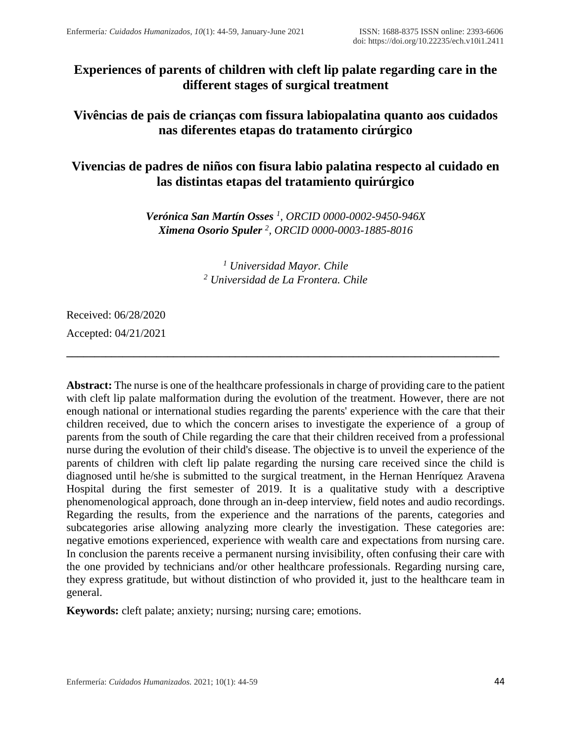# Experiences of parents of children with cleft lip palate regarding care in the different stages of surgical treatment

# Vivências de pais de crianças com fissura labiopalatina quanto aos cuidados nas diferentes etapas do tratamento cirúrgico

# Vivencias de padres de niños con fisura labio palatina respecto al cuidado en las distintas etapas del tratamiento quirúrgico

***Verónica San Martín Osses*** *[1], ORCID 0000-0002-9450-946X*
***Ximena Osorio Spuler*** *[2], ORCID 0000-0003-1885-8016*

*[1] Universidad Mayor. Chile*
*[2] Universidad de La Frontera. Chile*

Received: 06/28/2020

Accepted: 04/21/2021

---

**Abstract:** The nurse is one of the healthcare professionals in charge of providing care to the patient with cleft lip palate malformation during the evolution of the treatment. However, there are not enough national or international studies regarding the parents' experience with the care that their children received, due to which the concern arises to investigate the experience of a group of parents from the south of Chile regarding the care that their children received from a professional nurse during the evolution of their child's disease. The objective is to unveil the experience of the parents of children with cleft lip palate regarding the nursing care received since the child is diagnosed until he/she is submitted to the surgical treatment, in the Hernan Henríquez Aravena Hospital during the first semester of 2019. It is a qualitative study with a descriptive phenomenological approach, done through an in-deep interview, field notes and audio recordings. Regarding the results, from the experience and the narrations of the parents, categories and subcategories arise allowing analyzing more clearly the investigation. These categories are: negative emotions experienced, experience with wealth care and expectations from nursing care. In conclusion the parents receive a permanent nursing invisibility, often confusing their care with the one provided by technicians and/or other healthcare professionals. Regarding nursing care, they express gratitude, but without distinction of who provided it, just to the healthcare team in general.

**Keywords:** cleft palate; anxiety; nursing; nursing care; emotions.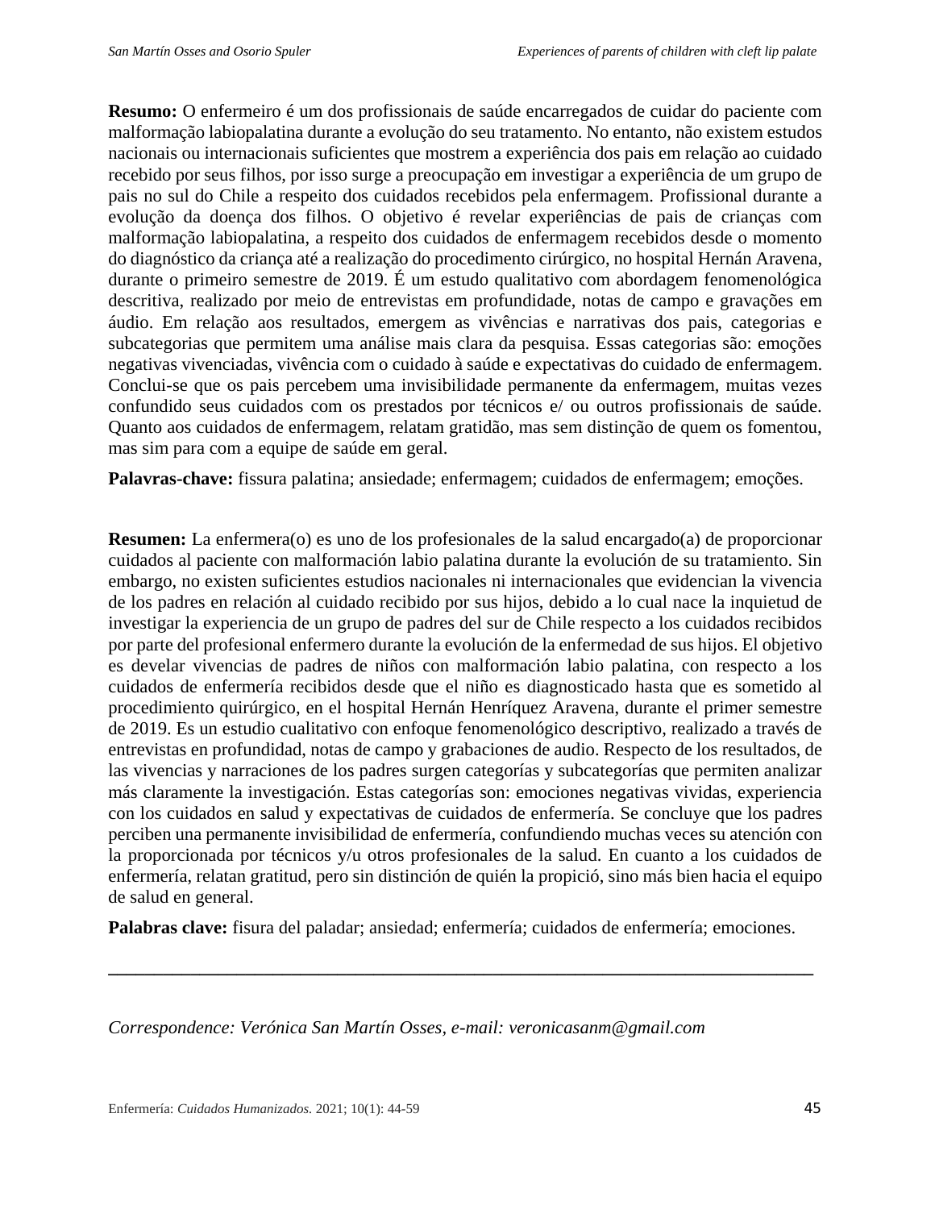**Resumo:** O enfermeiro é um dos profissionais de saúde encarregados de cuidar do paciente com malformação labiopalatina durante a evolução do seu tratamento. No entanto, não existem estudos nacionais ou internacionais suficientes que mostrem a experiência dos pais em relação ao cuidado recebido por seus filhos, por isso surge a preocupação em investigar a experiência de um grupo de pais no sul do Chile a respeito dos cuidados recebidos pela enfermagem. Profissional durante a evolução da doença dos filhos. O objetivo é revelar experiências de pais de crianças com malformação labiopalatina, a respeito dos cuidados de enfermagem recebidos desde o momento do diagnóstico da criança até a realização do procedimento cirúrgico, no hospital Hernán Aravena, durante o primeiro semestre de 2019. É um estudo qualitativo com abordagem fenomenológica descritiva, realizado por meio de entrevistas em profundidade, notas de campo e gravações em áudio. Em relação aos resultados, emergem as vivências e narrativas dos pais, categorias e subcategorias que permitem uma análise mais clara da pesquisa. Essas categorias são: emoções negativas vivenciadas, vivência com o cuidado à saúde e expectativas do cuidado de enfermagem. Conclui-se que os pais percebem uma invisibilidade permanente da enfermagem, muitas vezes confundido seus cuidados com os prestados por técnicos e/ ou outros profissionais de saúde. Quanto aos cuidados de enfermagem, relatam gratidão, mas sem distinção de quem os fomentou, mas sim para com a equipe de saúde em geral.

**Palavras-chave:** fissura palatina; ansiedade; enfermagem; cuidados de enfermagem; emoções.

**Resumen:** La enfermera(o) es uno de los profesionales de la salud encargado(a) de proporcionar cuidados al paciente con malformación labio palatina durante la evolución de su tratamiento. Sin embargo, no existen suficientes estudios nacionales ni internacionales que evidencian la vivencia de los padres en relación al cuidado recibido por sus hijos, debido a lo cual nace la inquietud de investigar la experiencia de un grupo de padres del sur de Chile respecto a los cuidados recibidos por parte del profesional enfermero durante la evolución de la enfermedad de sus hijos. El objetivo es develar vivencias de padres de niños con malformación labio palatina, con respecto a los cuidados de enfermería recibidos desde que el niño es diagnosticado hasta que es sometido al procedimiento quirúrgico, en el hospital Hernán Henríquez Aravena, durante el primer semestre de 2019. Es un estudio cualitativo con enfoque fenomenológico descriptivo, realizado a través de entrevistas en profundidad, notas de campo y grabaciones de audio. Respecto de los resultados, de las vivencias y narraciones de los padres surgen categorías y subcategorías que permiten analizar más claramente la investigación. Estas categorías son: emociones negativas vividas, experiencia con los cuidados en salud y expectativas de cuidados de enfermería. Se concluye que los padres perciben una permanente invisibilidad de enfermería, confundiendo muchas veces su atención con la proporcionada por técnicos y/u otros profesionales de la salud. En cuanto a los cuidados de enfermería, relatan gratitud, pero sin distinción de quién la propició, sino más bien hacia el equipo de salud en general.

**Palabras clave:** fisura del paladar; ansiedad; enfermería; cuidados de enfermería; emociones.

---

*Correspondence: Verónica San Martín Osses, e-mail: veronicasanm@gmail.com*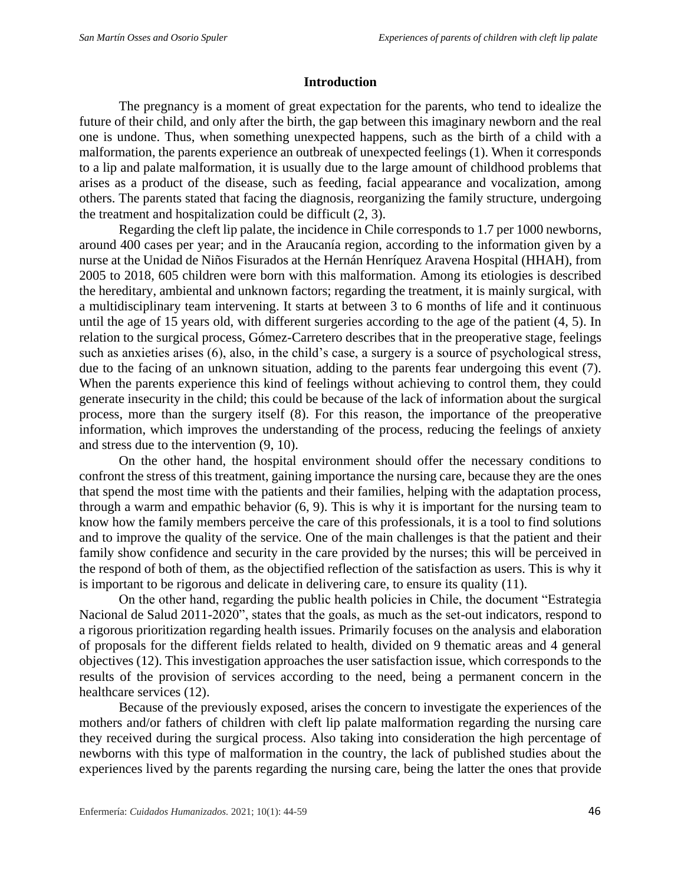## Introduction

The pregnancy is a moment of great expectation for the parents, who tend to idealize the future of their child, and only after the birth, the gap between this imaginary newborn and the real one is undone. Thus, when something unexpected happens, such as the birth of a child with a malformation, the parents experience an outbreak of unexpected feelings (1). When it corresponds to a lip and palate malformation, it is usually due to the large amount of childhood problems that arises as a product of the disease, such as feeding, facial appearance and vocalization, among others. The parents stated that facing the diagnosis, reorganizing the family structure, undergoing the treatment and hospitalization could be difficult (2, 3).

Regarding the cleft lip palate, the incidence in Chile corresponds to 1.7 per 1000 newborns, around 400 cases per year; and in the Araucanía region, according to the information given by a nurse at the Unidad de Niños Fisurados at the Hernán Henríquez Aravena Hospital (HHAH), from 2005 to 2018, 605 children were born with this malformation. Among its etiologies is described the hereditary, ambiental and unknown factors; regarding the treatment, it is mainly surgical, with a multidisciplinary team intervening. It starts at between 3 to 6 months of life and it continuous until the age of 15 years old, with different surgeries according to the age of the patient (4, 5). In relation to the surgical process, Gómez-Carretero describes that in the preoperative stage, feelings such as anxieties arises (6), also, in the child's case, a surgery is a source of psychological stress, due to the facing of an unknown situation, adding to the parents fear undergoing this event (7). When the parents experience this kind of feelings without achieving to control them, they could generate insecurity in the child; this could be because of the lack of information about the surgical process, more than the surgery itself (8). For this reason, the importance of the preoperative information, which improves the understanding of the process, reducing the feelings of anxiety and stress due to the intervention (9, 10).

On the other hand, the hospital environment should offer the necessary conditions to confront the stress of this treatment, gaining importance the nursing care, because they are the ones that spend the most time with the patients and their families, helping with the adaptation process, through a warm and empathic behavior (6, 9). This is why it is important for the nursing team to know how the family members perceive the care of this professionals, it is a tool to find solutions and to improve the quality of the service. One of the main challenges is that the patient and their family show confidence and security in the care provided by the nurses; this will be perceived in the respond of both of them, as the objectified reflection of the satisfaction as users. This is why it is important to be rigorous and delicate in delivering care, to ensure its quality (11).

On the other hand, regarding the public health policies in Chile, the document "Estrategia Nacional de Salud 2011-2020", states that the goals, as much as the set-out indicators, respond to a rigorous prioritization regarding health issues. Primarily focuses on the analysis and elaboration of proposals for the different fields related to health, divided on 9 thematic areas and 4 general objectives (12). This investigation approaches the user satisfaction issue, which corresponds to the results of the provision of services according to the need, being a permanent concern in the healthcare services (12).

Because of the previously exposed, arises the concern to investigate the experiences of the mothers and/or fathers of children with cleft lip palate malformation regarding the nursing care they received during the surgical process. Also taking into consideration the high percentage of newborns with this type of malformation in the country, the lack of published studies about the experiences lived by the parents regarding the nursing care, being the latter the ones that provide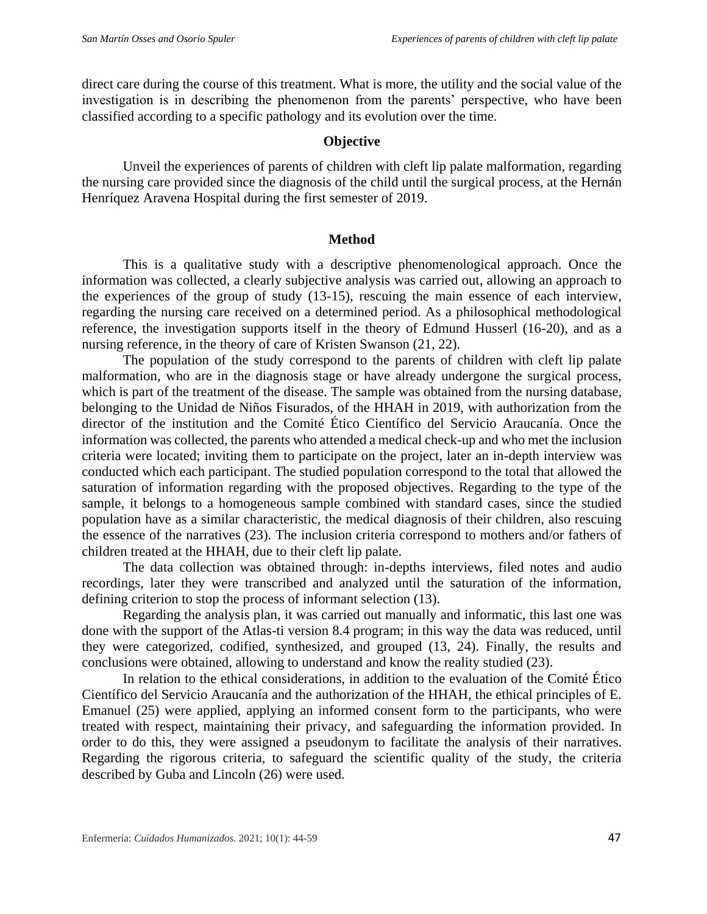direct care during the course of this treatment. What is more, the utility and the social value of the investigation is in describing the phenomenon from the parents' perspective, who have been classified according to a specific pathology and its evolution over the time.

## Objective

Unveil the experiences of parents of children with cleft lip palate malformation, regarding the nursing care provided since the diagnosis of the child until the surgical process, at the Hernán Henríquez Aravena Hospital during the first semester of 2019.

## Method

This is a qualitative study with a descriptive phenomenological approach. Once the information was collected, a clearly subjective analysis was carried out, allowing an approach to the experiences of the group of study (13-15), rescuing the main essence of each interview, regarding the nursing care received on a determined period. As a philosophical methodological reference, the investigation supports itself in the theory of Edmund Husserl (16-20), and as a nursing reference, in the theory of care of Kristen Swanson (21, 22).

The population of the study correspond to the parents of children with cleft lip palate malformation, who are in the diagnosis stage or have already undergone the surgical process, which is part of the treatment of the disease. The sample was obtained from the nursing database, belonging to the Unidad de Niños Fisurados, of the HHAH in 2019, with authorization from the director of the institution and the Comité Ético Científico del Servicio Araucanía. Once the information was collected, the parents who attended a medical check-up and who met the inclusion criteria were located; inviting them to participate on the project, later an in-depth interview was conducted which each participant. The studied population correspond to the total that allowed the saturation of information regarding with the proposed objectives. Regarding to the type of the sample, it belongs to a homogeneous sample combined with standard cases, since the studied population have as a similar characteristic, the medical diagnosis of their children, also rescuing the essence of the narratives (23). The inclusion criteria correspond to mothers and/or fathers of children treated at the HHAH, due to their cleft lip palate.

The data collection was obtained through: in-depths interviews, filed notes and audio recordings, later they were transcribed and analyzed until the saturation of the information, defining criterion to stop the process of informant selection (13).

Regarding the analysis plan, it was carried out manually and informatic, this last one was done with the support of the Atlas-ti version 8.4 program; in this way the data was reduced, until they were categorized, codified, synthesized, and grouped (13, 24). Finally, the results and conclusions were obtained, allowing to understand and know the reality studied (23).

In relation to the ethical considerations, in addition to the evaluation of the Comité Ético Científico del Servicio Araucanía and the authorization of the HHAH, the ethical principles of E. Emanuel (25) were applied, applying an informed consent form to the participants, who were treated with respect, maintaining their privacy, and safeguarding the information provided. In order to do this, they were assigned a pseudonym to facilitate the analysis of their narratives. Regarding the rigorous criteria, to safeguard the scientific quality of the study, the criteria described by Guba and Lincoln (26) were used.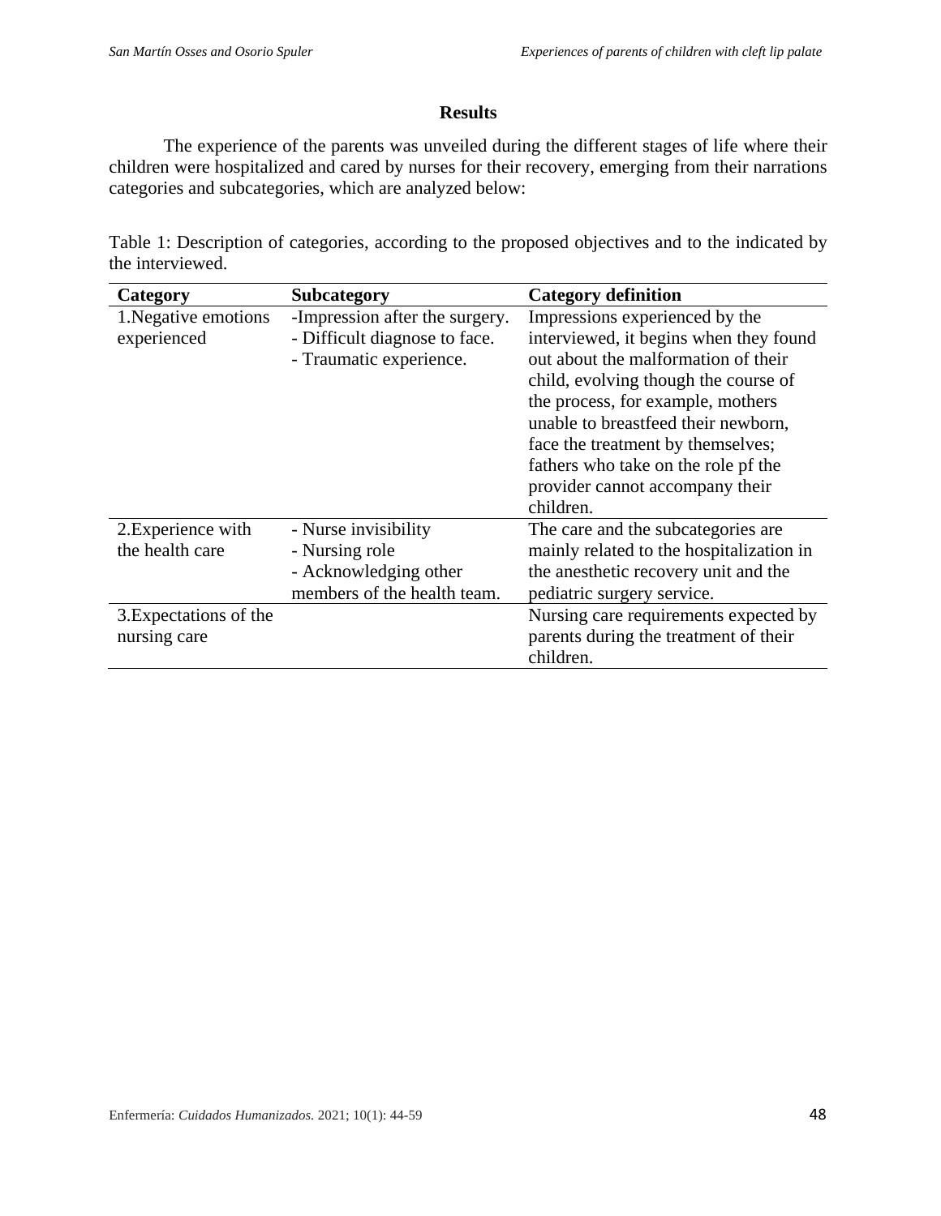## Results

The experience of the parents was unveiled during the different stages of life where their children were hospitalized and cared by nurses for their recovery, emerging from their narrations categories and subcategories, which are analyzed below:

Table 1: Description of categories, according to the proposed objectives and to the indicated by the interviewed.

| Category | Subcategory | Category definition |
|---|---|---|
| 1.Negative emotions experienced | -Impression after the surgery.<br>- Difficult diagnose to face.<br>- Traumatic experience. | Impressions experienced by the interviewed, it begins when they found out about the malformation of their child, evolving though the course of the process, for example, mothers unable to breastfeed their newborn, face the treatment by themselves; fathers who take on the role pf the provider cannot accompany their children. |
| 2.Experience with the health care | - Nurse invisibility<br>- Nursing role<br>- Acknowledging other members of the health team. | The care and the subcategories are mainly related to the hospitalization in the anesthetic recovery unit and the pediatric surgery service. |
| 3.Expectations of the nursing care | | Nursing care requirements expected by parents during the treatment of their children. |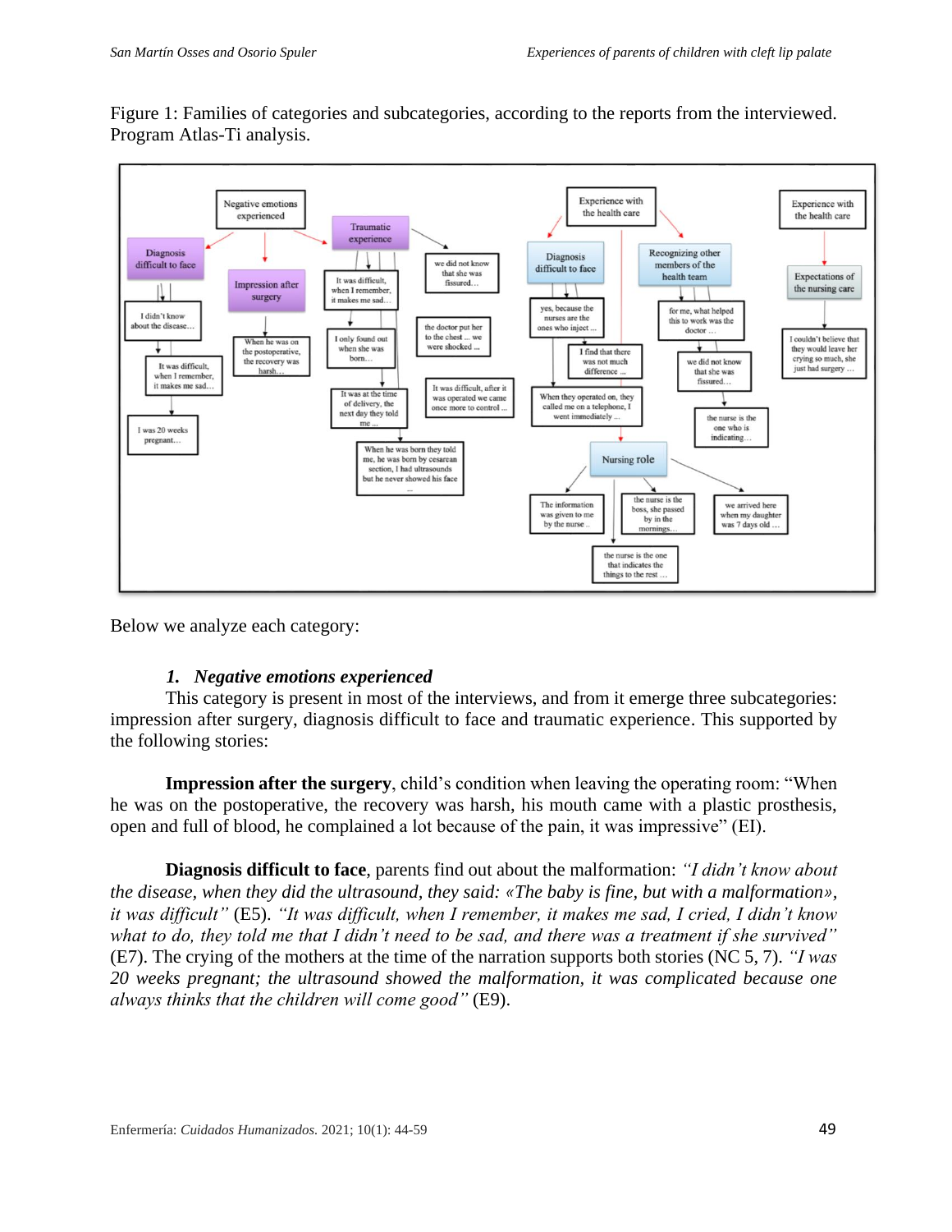Figure 1: Families of categories and subcategories, according to the reports from the interviewed. Program Atlas-Ti analysis.

Below we analyze each category:

### 1. *Negative emotions experienced*

This category is present in most of the interviews, and from it emerge three subcategories: impression after surgery, diagnosis difficult to face and traumatic experience. This supported by the following stories:

**Impression after the surgery**, child's condition when leaving the operating room: "When he was on the postoperative, the recovery was harsh, his mouth came with a plastic prosthesis, open and full of blood, he complained a lot because of the pain, it was impressive" (EI).

**Diagnosis difficult to face**, parents find out about the malformation: *"I didn't know about the disease, when they did the ultrasound, they said: «The baby is fine, but with a malformation», it was difficult"* (E5). *"It was difficult, when I remember, it makes me sad, I cried, I didn't know what to do, they told me that I didn't need to be sad, and there was a treatment if she survived"* (E7). The crying of the mothers at the time of the narration supports both stories (NC 5, 7). *"I was 20 weeks pregnant; the ultrasound showed the malformation, it was complicated because one always thinks that the children will come good"* (E9).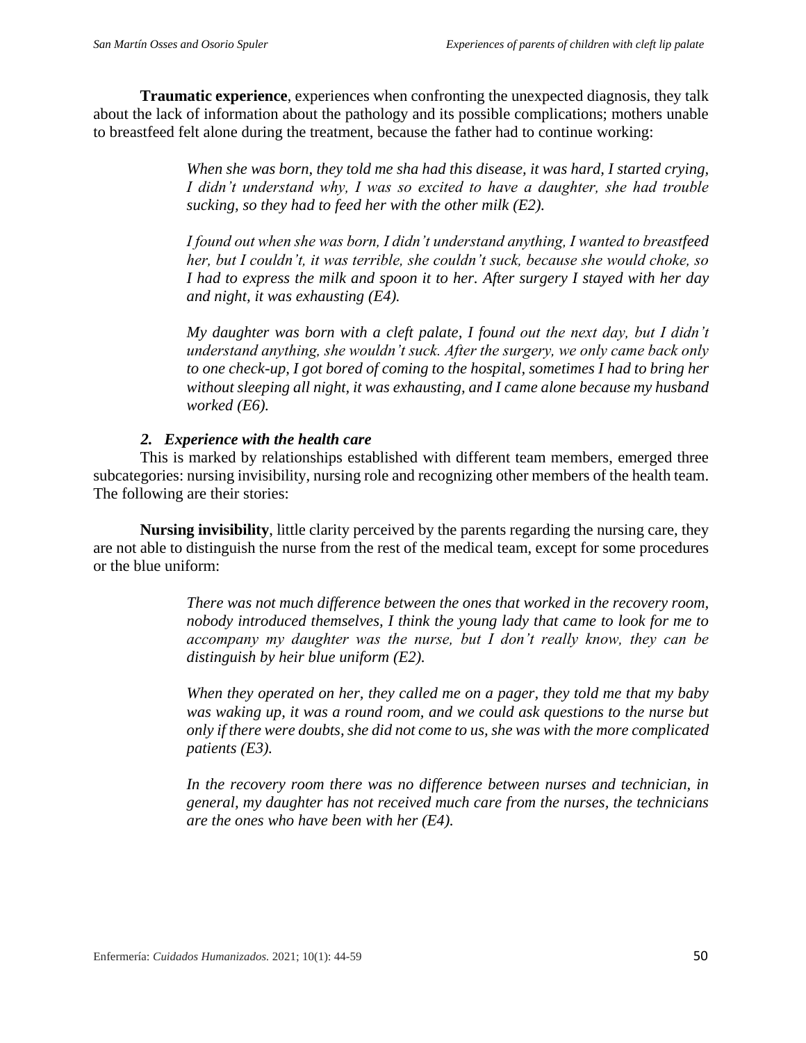**Traumatic experience**, experiences when confronting the unexpected diagnosis, they talk about the lack of information about the pathology and its possible complications; mothers unable to breastfeed felt alone during the treatment, because the father had to continue working:

> *When she was born, they told me sha had this disease, it was hard, I started crying, I didn't understand why, I was so excited to have a daughter, she had trouble sucking, so they had to feed her with the other milk (E2).*
>
> *I found out when she was born, I didn't understand anything, I wanted to breastfeed her, but I couldn't, it was terrible, she couldn't suck, because she would choke, so I had to express the milk and spoon it to her. After surgery I stayed with her day and night, it was exhausting (E4).*
>
> *My daughter was born with a cleft palate, I found out the next day, but I didn't understand anything, she wouldn't suck. After the surgery, we only came back only to one check-up, I got bored of coming to the hospital, sometimes I had to bring her without sleeping all night, it was exhausting, and I came alone because my husband worked (E6).*

### *2. Experience with the health care*

This is marked by relationships established with different team members, emerged three subcategories: nursing invisibility, nursing role and recognizing other members of the health team. The following are their stories:

**Nursing invisibility**, little clarity perceived by the parents regarding the nursing care, they are not able to distinguish the nurse from the rest of the medical team, except for some procedures or the blue uniform:

> *There was not much difference between the ones that worked in the recovery room, nobody introduced themselves, I think the young lady that came to look for me to accompany my daughter was the nurse, but I don't really know, they can be distinguish by heir blue uniform (E2).*
>
> *When they operated on her, they called me on a pager, they told me that my baby was waking up, it was a round room, and we could ask questions to the nurse but only if there were doubts, she did not come to us, she was with the more complicated patients (E3).*
>
> *In the recovery room there was no difference between nurses and technician, in general, my daughter has not received much care from the nurses, the technicians are the ones who have been with her (E4).*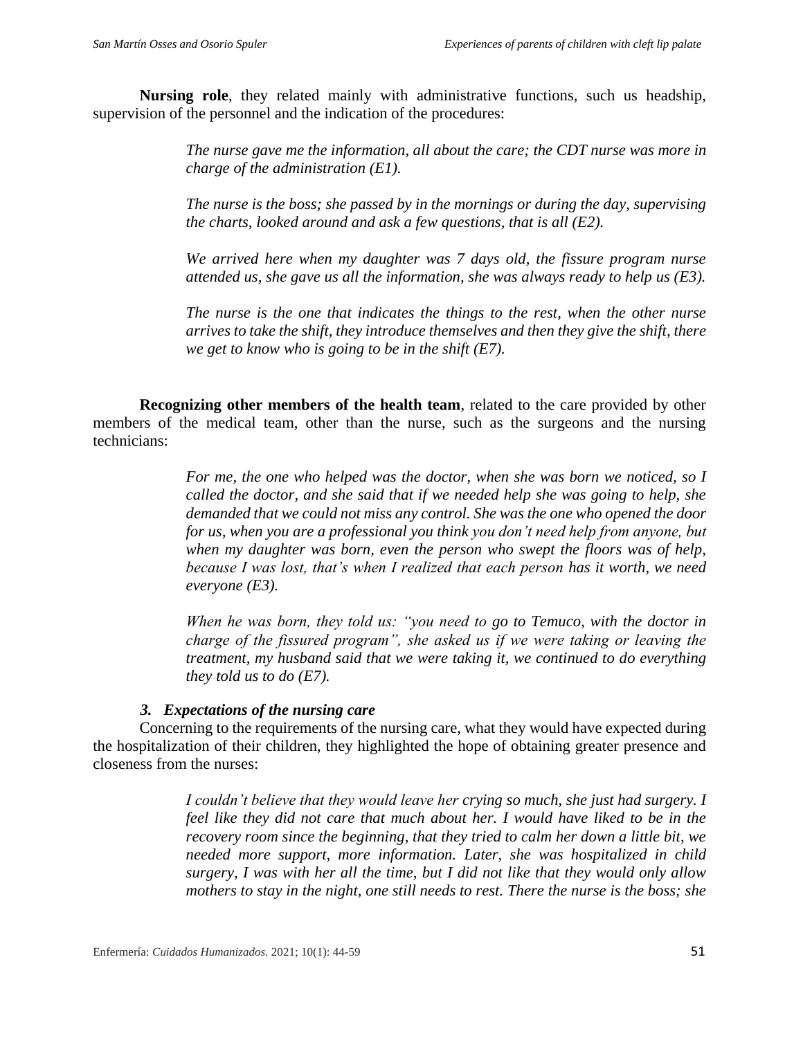**Nursing role**, they related mainly with administrative functions, such us headship, supervision of the personnel and the indication of the procedures:

> *The nurse gave me the information, all about the care; the CDT nurse was more in charge of the administration (E1).*
>
> *The nurse is the boss; she passed by in the mornings or during the day, supervising the charts, looked around and ask a few questions, that is all (E2).*
>
> *We arrived here when my daughter was 7 days old, the fissure program nurse attended us, she gave us all the information, she was always ready to help us (E3).*
>
> *The nurse is the one that indicates the things to the rest, when the other nurse arrives to take the shift, they introduce themselves and then they give the shift, there we get to know who is going to be in the shift (E7).*

**Recognizing other members of the health team**, related to the care provided by other members of the medical team, other than the nurse, such as the surgeons and the nursing technicians:

> *For me, the one who helped was the doctor, when she was born we noticed, so I called the doctor, and she said that if we needed help she was going to help, she demanded that we could not miss any control. She was the one who opened the door for us, when you are a professional you think you don't need help from anyone, but when my daughter was born, even the person who swept the floors was of help, because I was lost, that's when I realized that each person has it worth, we need everyone (E3).*
>
> *When he was born, they told us: "you need to go to Temuco, with the doctor in charge of the fissured program", she asked us if we were taking or leaving the treatment, my husband said that we were taking it, we continued to do everything they told us to do (E7).*

### *3. Expectations of the nursing care*

Concerning to the requirements of the nursing care, what they would have expected during the hospitalization of their children, they highlighted the hope of obtaining greater presence and closeness from the nurses:

> *I couldn't believe that they would leave her crying so much, she just had surgery. I feel like they did not care that much about her. I would have liked to be in the recovery room since the beginning, that they tried to calm her down a little bit, we needed more support, more information. Later, she was hospitalized in child surgery, I was with her all the time, but I did not like that they would only allow mothers to stay in the night, one still needs to rest. There the nurse is the boss; she*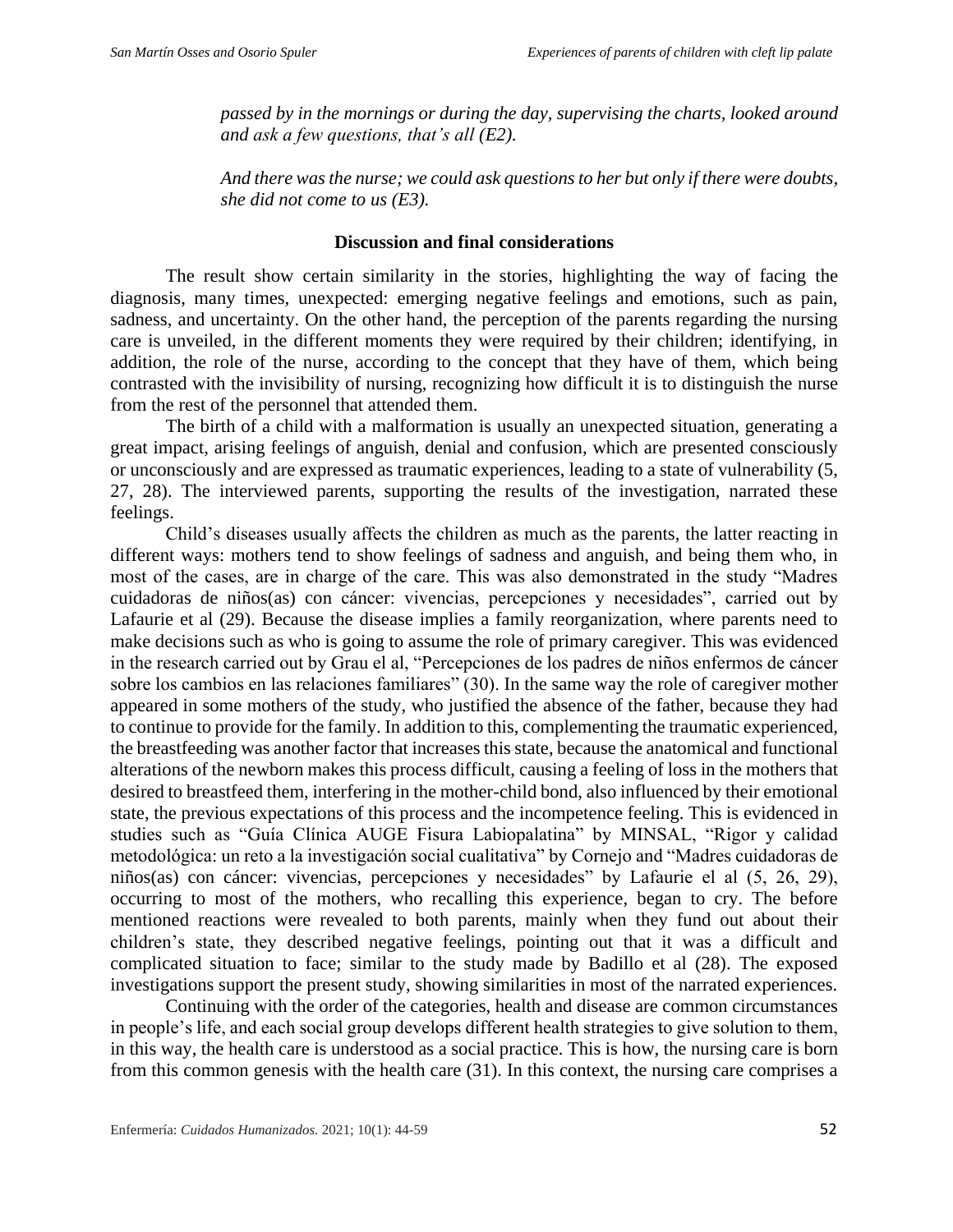*passed by in the mornings or during the day, supervising the charts, looked around and ask a few questions, that's all (E2).*

*And there was the nurse; we could ask questions to her but only if there were doubts, she did not come to us (E3).*

## Discussion and final considerations

The result show certain similarity in the stories, highlighting the way of facing the diagnosis, many times, unexpected: emerging negative feelings and emotions, such as pain, sadness, and uncertainty. On the other hand, the perception of the parents regarding the nursing care is unveiled, in the different moments they were required by their children; identifying, in addition, the role of the nurse, according to the concept that they have of them, which being contrasted with the invisibility of nursing, recognizing how difficult it is to distinguish the nurse from the rest of the personnel that attended them.

The birth of a child with a malformation is usually an unexpected situation, generating a great impact, arising feelings of anguish, denial and confusion, which are presented consciously or unconsciously and are expressed as traumatic experiences, leading to a state of vulnerability (5, 27, 28). The interviewed parents, supporting the results of the investigation, narrated these feelings.

Child's diseases usually affects the children as much as the parents, the latter reacting in different ways: mothers tend to show feelings of sadness and anguish, and being them who, in most of the cases, are in charge of the care. This was also demonstrated in the study "Madres cuidadoras de niños(as) con cáncer: vivencias, percepciones y necesidades", carried out by Lafaurie et al (29). Because the disease implies a family reorganization, where parents need to make decisions such as who is going to assume the role of primary caregiver. This was evidenced in the research carried out by Grau el al, "Percepciones de los padres de niños enfermos de cáncer sobre los cambios en las relaciones familiares" (30). In the same way the role of caregiver mother appeared in some mothers of the study, who justified the absence of the father, because they had to continue to provide for the family. In addition to this, complementing the traumatic experienced, the breastfeeding was another factor that increases this state, because the anatomical and functional alterations of the newborn makes this process difficult, causing a feeling of loss in the mothers that desired to breastfeed them, interfering in the mother-child bond, also influenced by their emotional state, the previous expectations of this process and the incompetence feeling. This is evidenced in studies such as "Guía Clínica AUGE Fisura Labiopalatina" by MINSAL, "Rigor y calidad metodológica: un reto a la investigación social cualitativa" by Cornejo and "Madres cuidadoras de niños(as) con cáncer: vivencias, percepciones y necesidades" by Lafaurie el al (5, 26, 29), occurring to most of the mothers, who recalling this experience, began to cry. The before mentioned reactions were revealed to both parents, mainly when they fund out about their children's state, they described negative feelings, pointing out that it was a difficult and complicated situation to face; similar to the study made by Badillo et al (28). The exposed investigations support the present study, showing similarities in most of the narrated experiences.

Continuing with the order of the categories, health and disease are common circumstances in people's life, and each social group develops different health strategies to give solution to them, in this way, the health care is understood as a social practice. This is how, the nursing care is born from this common genesis with the health care (31). In this context, the nursing care comprises a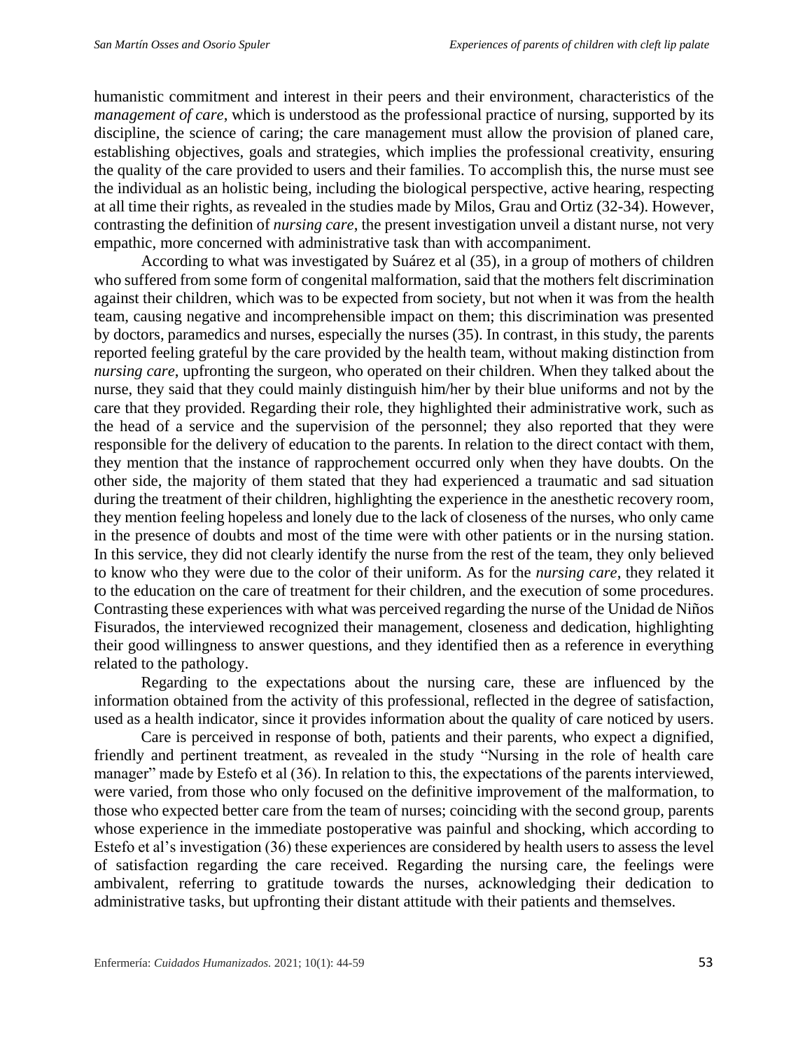humanistic commitment and interest in their peers and their environment, characteristics of the *management of care*, which is understood as the professional practice of nursing, supported by its discipline, the science of caring; the care management must allow the provision of planed care, establishing objectives, goals and strategies, which implies the professional creativity, ensuring the quality of the care provided to users and their families. To accomplish this, the nurse must see the individual as an holistic being, including the biological perspective, active hearing, respecting at all time their rights, as revealed in the studies made by Milos, Grau and Ortiz (32-34). However, contrasting the definition of *nursing care*, the present investigation unveil a distant nurse, not very empathic, more concerned with administrative task than with accompaniment.

According to what was investigated by Suárez et al (35), in a group of mothers of children who suffered from some form of congenital malformation, said that the mothers felt discrimination against their children, which was to be expected from society, but not when it was from the health team, causing negative and incomprehensible impact on them; this discrimination was presented by doctors, paramedics and nurses, especially the nurses (35). In contrast, in this study, the parents reported feeling grateful by the care provided by the health team, without making distinction from *nursing care*, upfronting the surgeon, who operated on their children. When they talked about the nurse, they said that they could mainly distinguish him/her by their blue uniforms and not by the care that they provided. Regarding their role, they highlighted their administrative work, such as the head of a service and the supervision of the personnel; they also reported that they were responsible for the delivery of education to the parents. In relation to the direct contact with them, they mention that the instance of rapprochement occurred only when they have doubts. On the other side, the majority of them stated that they had experienced a traumatic and sad situation during the treatment of their children, highlighting the experience in the anesthetic recovery room, they mention feeling hopeless and lonely due to the lack of closeness of the nurses, who only came in the presence of doubts and most of the time were with other patients or in the nursing station. In this service, they did not clearly identify the nurse from the rest of the team, they only believed to know who they were due to the color of their uniform. As for the *nursing care*, they related it to the education on the care of treatment for their children, and the execution of some procedures. Contrasting these experiences with what was perceived regarding the nurse of the Unidad de Niños Fisurados, the interviewed recognized their management, closeness and dedication, highlighting their good willingness to answer questions, and they identified then as a reference in everything related to the pathology.

Regarding to the expectations about the nursing care, these are influenced by the information obtained from the activity of this professional, reflected in the degree of satisfaction, used as a health indicator, since it provides information about the quality of care noticed by users.

Care is perceived in response of both, patients and their parents, who expect a dignified, friendly and pertinent treatment, as revealed in the study "Nursing in the role of health care manager" made by Estefo et al (36). In relation to this, the expectations of the parents interviewed, were varied, from those who only focused on the definitive improvement of the malformation, to those who expected better care from the team of nurses; coinciding with the second group, parents whose experience in the immediate postoperative was painful and shocking, which according to Estefo et al's investigation (36) these experiences are considered by health users to assess the level of satisfaction regarding the care received. Regarding the nursing care, the feelings were ambivalent, referring to gratitude towards the nurses, acknowledging their dedication to administrative tasks, but upfronting their distant attitude with their patients and themselves.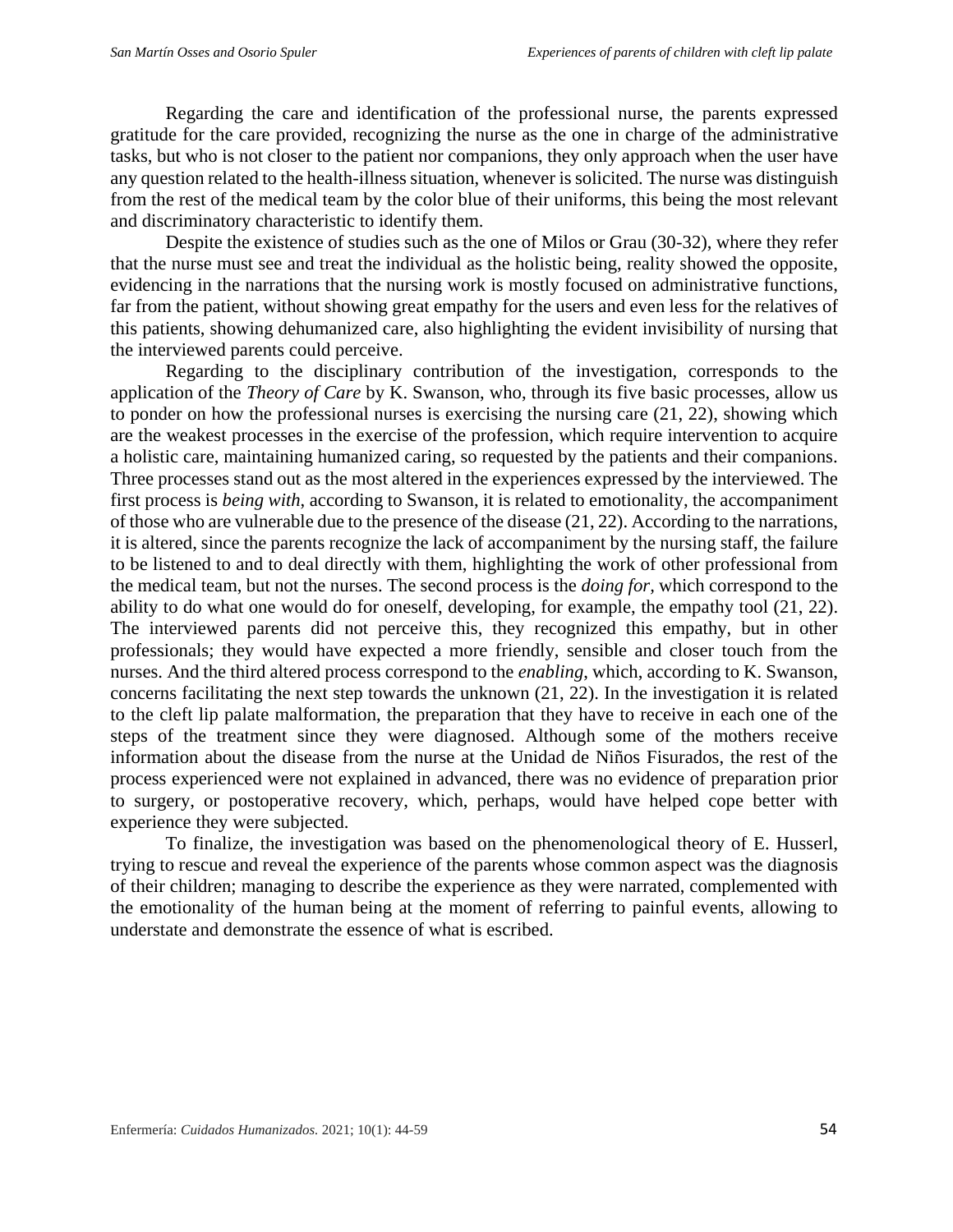Regarding the care and identification of the professional nurse, the parents expressed gratitude for the care provided, recognizing the nurse as the one in charge of the administrative tasks, but who is not closer to the patient nor companions, they only approach when the user have any question related to the health-illness situation, whenever is solicited. The nurse was distinguish from the rest of the medical team by the color blue of their uniforms, this being the most relevant and discriminatory characteristic to identify them.

Despite the existence of studies such as the one of Milos or Grau (30-32), where they refer that the nurse must see and treat the individual as the holistic being, reality showed the opposite, evidencing in the narrations that the nursing work is mostly focused on administrative functions, far from the patient, without showing great empathy for the users and even less for the relatives of this patients, showing dehumanized care, also highlighting the evident invisibility of nursing that the interviewed parents could perceive.

Regarding to the disciplinary contribution of the investigation, corresponds to the application of the *Theory of Care* by K. Swanson, who, through its five basic processes, allow us to ponder on how the professional nurses is exercising the nursing care (21, 22), showing which are the weakest processes in the exercise of the profession, which require intervention to acquire a holistic care, maintaining humanized caring, so requested by the patients and their companions. Three processes stand out as the most altered in the experiences expressed by the interviewed. The first process is *being with*, according to Swanson, it is related to emotionality, the accompaniment of those who are vulnerable due to the presence of the disease (21, 22). According to the narrations, it is altered, since the parents recognize the lack of accompaniment by the nursing staff, the failure to be listened to and to deal directly with them, highlighting the work of other professional from the medical team, but not the nurses. The second process is the *doing for*, which correspond to the ability to do what one would do for oneself, developing, for example, the empathy tool (21, 22). The interviewed parents did not perceive this, they recognized this empathy, but in other professionals; they would have expected a more friendly, sensible and closer touch from the nurses. And the third altered process correspond to the *enabling*, which, according to K. Swanson, concerns facilitating the next step towards the unknown (21, 22). In the investigation it is related to the cleft lip palate malformation, the preparation that they have to receive in each one of the steps of the treatment since they were diagnosed. Although some of the mothers receive information about the disease from the nurse at the Unidad de Niños Fisurados, the rest of the process experienced were not explained in advanced, there was no evidence of preparation prior to surgery, or postoperative recovery, which, perhaps, would have helped cope better with experience they were subjected.

To finalize, the investigation was based on the phenomenological theory of E. Husserl, trying to rescue and reveal the experience of the parents whose common aspect was the diagnosis of their children; managing to describe the experience as they were narrated, complemented with the emotionality of the human being at the moment of referring to painful events, allowing to understate and demonstrate the essence of what is escribed.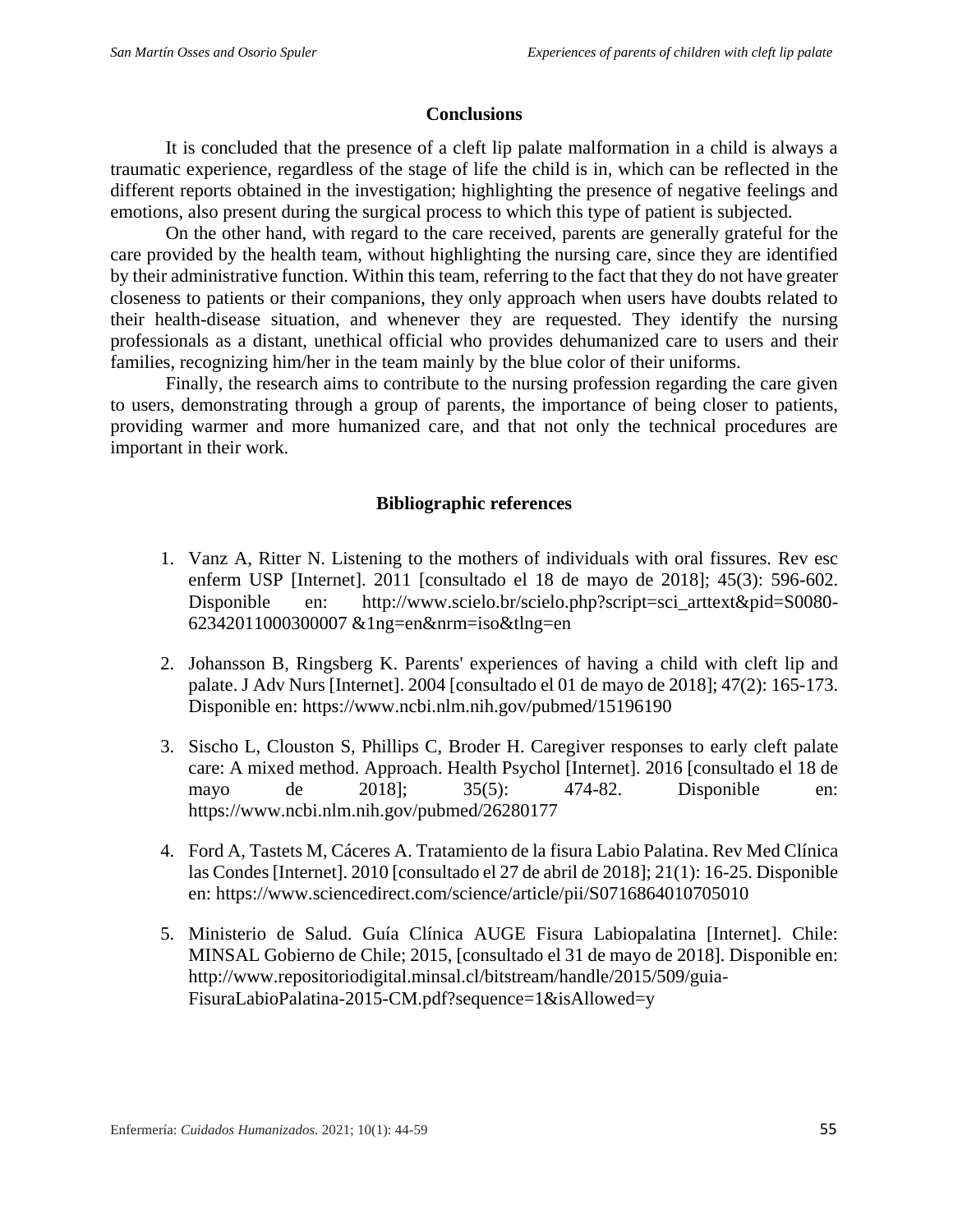## Conclusions

It is concluded that the presence of a cleft lip palate malformation in a child is always a traumatic experience, regardless of the stage of life the child is in, which can be reflected in the different reports obtained in the investigation; highlighting the presence of negative feelings and emotions, also present during the surgical process to which this type of patient is subjected.

On the other hand, with regard to the care received, parents are generally grateful for the care provided by the health team, without highlighting the nursing care, since they are identified by their administrative function. Within this team, referring to the fact that they do not have greater closeness to patients or their companions, they only approach when users have doubts related to their health-disease situation, and whenever they are requested. They identify the nursing professionals as a distant, unethical official who provides dehumanized care to users and their families, recognizing him/her in the team mainly by the blue color of their uniforms.

Finally, the research aims to contribute to the nursing profession regarding the care given to users, demonstrating through a group of parents, the importance of being closer to patients, providing warmer and more humanized care, and that not only the technical procedures are important in their work.

## Bibliographic references

1. Vanz A, Ritter N. Listening to the mothers of individuals with oral fissures. Rev esc enferm USP [Internet]. 2011 [consultado el 18 de mayo de 2018]; 45(3): 596-602. Disponible en: http://www.scielo.br/scielo.php?script=sci_arttext&pid=S0080-62342011000300007 &1ng=en&nrm=iso&tlng=en

2. Johansson B, Ringsberg K. Parents' experiences of having a child with cleft lip and palate. J Adv Nurs [Internet]. 2004 [consultado el 01 de mayo de 2018]; 47(2): 165-173. Disponible en: https://www.ncbi.nlm.nih.gov/pubmed/15196190

3. Sischo L, Clouston S, Phillips C, Broder H. Caregiver responses to early cleft palate care: A mixed method. Approach. Health Psychol [Internet]. 2016 [consultado el 18 de mayo de 2018]; 35(5): 474-82. Disponible en: https://www.ncbi.nlm.nih.gov/pubmed/26280177

4. Ford A, Tastets M, Cáceres A. Tratamiento de la fisura Labio Palatina. Rev Med Clínica las Condes [Internet]. 2010 [consultado el 27 de abril de 2018]; 21(1): 16-25. Disponible en: https://www.sciencedirect.com/science/article/pii/S0716864010705010

5. Ministerio de Salud. Guía Clínica AUGE Fisura Labiopalatina [Internet]. Chile: MINSAL Gobierno de Chile; 2015, [consultado el 31 de mayo de 2018]. Disponible en: http://www.repositoriodigital.minsal.cl/bitstream/handle/2015/509/guia-FisuraLabioPalatina-2015-CM.pdf?sequence=1&isAllowed=y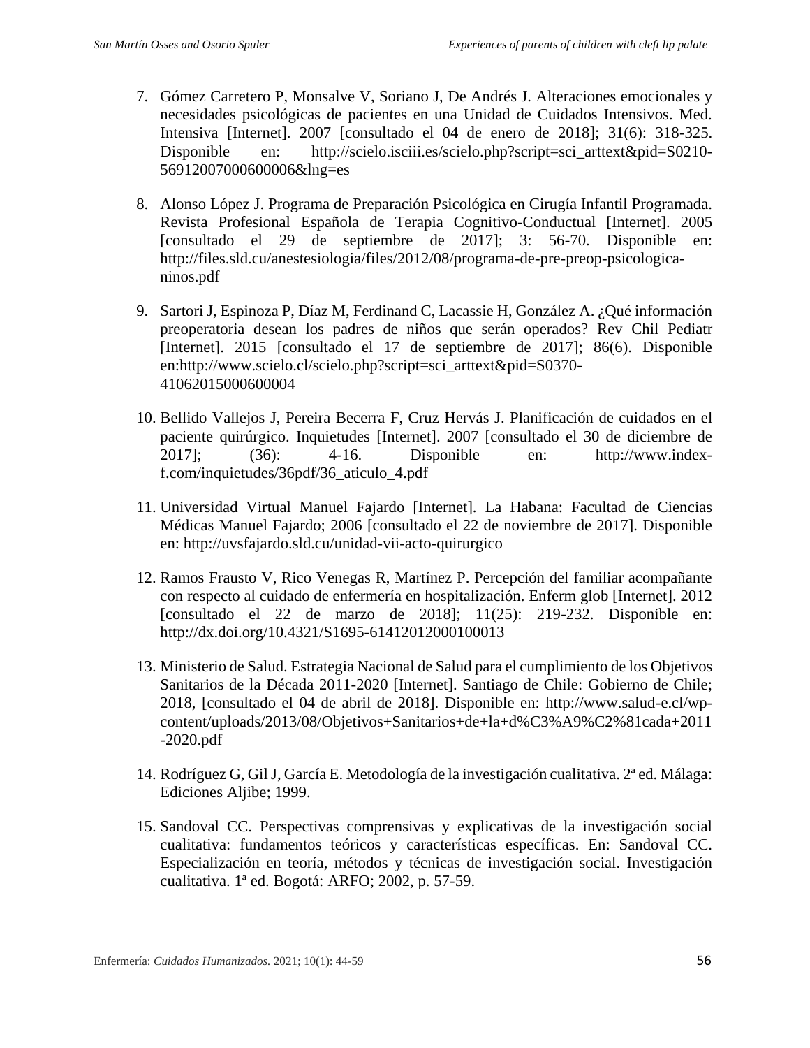7. Gómez Carretero P, Monsalve V, Soriano J, De Andrés J. Alteraciones emocionales y necesidades psicológicas de pacientes en una Unidad de Cuidados Intensivos. Med. Intensiva [Internet]. 2007 [consultado el 04 de enero de 2018]; 31(6): 318-325. Disponible en: http://scielo.isciii.es/scielo.php?script=sci_arttext&pid=S0210-56912007000600006&lng=es

8. Alonso López J. Programa de Preparación Psicológica en Cirugía Infantil Programada. Revista Profesional Española de Terapia Cognitivo-Conductual [Internet]. 2005 [consultado el 29 de septiembre de 2017]; 3: 56-70. Disponible en: http://files.sld.cu/anestesiologia/files/2012/08/programa-de-pre-preop-psicologica-ninos.pdf

9. Sartori J, Espinoza P, Díaz M, Ferdinand C, Lacassie H, González A. ¿Qué información preoperatoria desean los padres de niños que serán operados? Rev Chil Pediatr [Internet]. 2015 [consultado el 17 de septiembre de 2017]; 86(6). Disponible en:http://www.scielo.cl/scielo.php?script=sci_arttext&pid=S0370-41062015000600004

10. Bellido Vallejos J, Pereira Becerra F, Cruz Hervás J. Planificación de cuidados en el paciente quirúrgico. Inquietudes [Internet]. 2007 [consultado el 30 de diciembre de 2017]; (36): 4-16. Disponible en: http://www.index-f.com/inquietudes/36pdf/36_aticulo_4.pdf

11. Universidad Virtual Manuel Fajardo [Internet]. La Habana: Facultad de Ciencias Médicas Manuel Fajardo; 2006 [consultado el 22 de noviembre de 2017]. Disponible en: http://uvsfajardo.sld.cu/unidad-vii-acto-quirurgico

12. Ramos Frausto V, Rico Venegas R, Martínez P. Percepción del familiar acompañante con respecto al cuidado de enfermería en hospitalización. Enferm glob [Internet]. 2012 [consultado el 22 de marzo de 2018]; 11(25): 219-232. Disponible en: http://dx.doi.org/10.4321/S1695-61412012000100013

13. Ministerio de Salud. Estrategia Nacional de Salud para el cumplimiento de los Objetivos Sanitarios de la Década 2011-2020 [Internet]. Santiago de Chile: Gobierno de Chile; 2018, [consultado el 04 de abril de 2018]. Disponible en: http://www.salud-e.cl/wp-content/uploads/2013/08/Objetivos+Sanitarios+de+la+d%C3%A9%C2%81cada+2011-2020.pdf

14. Rodríguez G, Gil J, García E. Metodología de la investigación cualitativa. 2ª ed. Málaga: Ediciones Aljibe; 1999.

15. Sandoval CC. Perspectivas comprensivas y explicativas de la investigación social cualitativa: fundamentos teóricos y características específicas. En: Sandoval CC. Especialización en teoría, métodos y técnicas de investigación social. Investigación cualitativa. 1ª ed. Bogotá: ARFO; 2002, p. 57-59.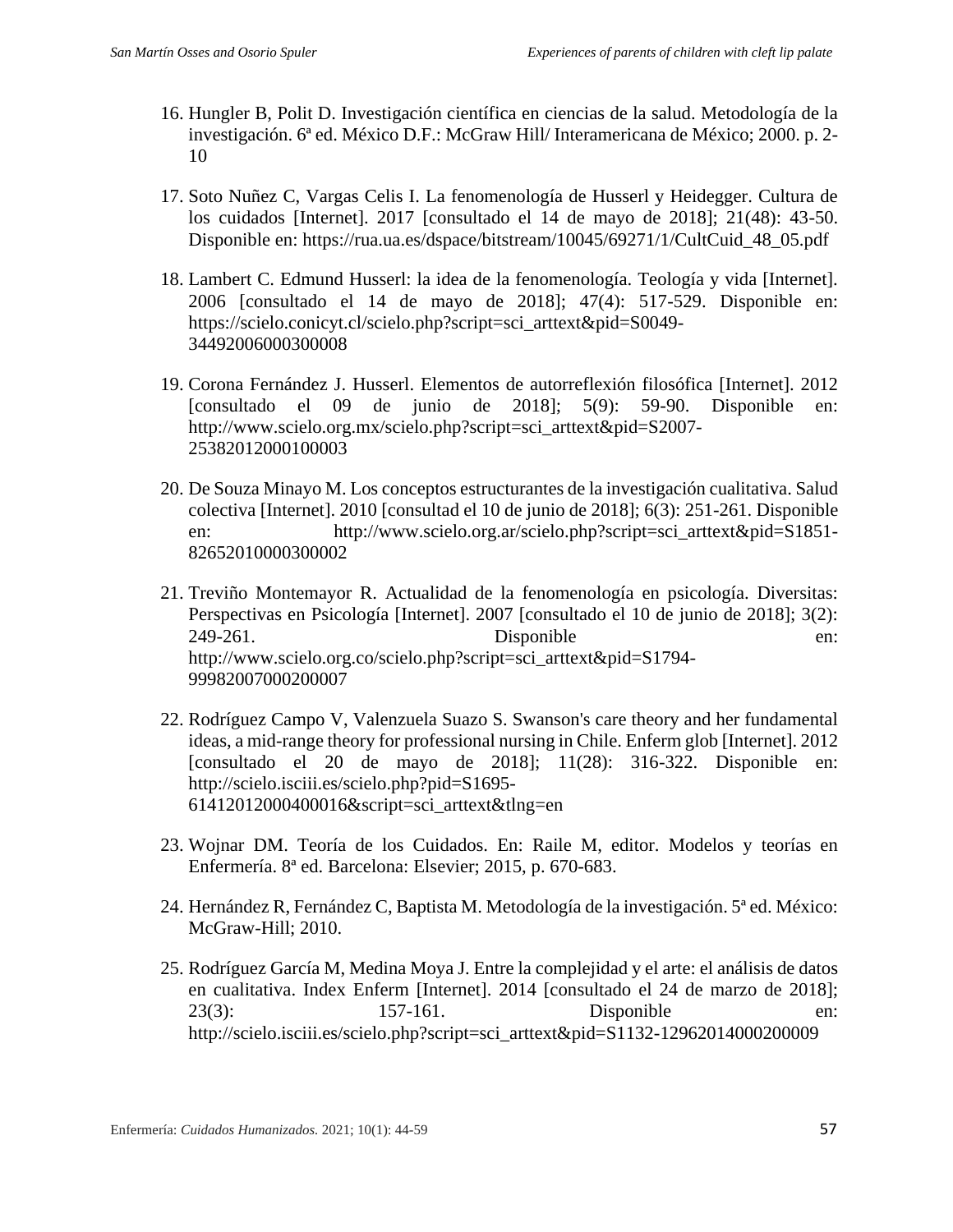16. Hungler B, Polit D. Investigación científica en ciencias de la salud. Metodología de la investigación. 6ª ed. México D.F.: McGraw Hill/ Interamericana de México; 2000. p. 2-10

17. Soto Nuñez C, Vargas Celis I. La fenomenología de Husserl y Heidegger. Cultura de los cuidados [Internet]. 2017 [consultado el 14 de mayo de 2018]; 21(48): 43-50. Disponible en: https://rua.ua.es/dspace/bitstream/10045/69271/1/CultCuid_48_05.pdf

18. Lambert C. Edmund Husserl: la idea de la fenomenología. Teología y vida [Internet]. 2006 [consultado el 14 de mayo de 2018]; 47(4): 517-529. Disponible en: https://scielo.conicyt.cl/scielo.php?script=sci_arttext&pid=S0049-34492006000300008

19. Corona Fernández J. Husserl. Elementos de autorreflexión filosófica [Internet]. 2012 [consultado el 09 de junio de 2018]; 5(9): 59-90. Disponible en: http://www.scielo.org.mx/scielo.php?script=sci_arttext&pid=S2007-25382012000100003

20. De Souza Minayo M. Los conceptos estructurantes de la investigación cualitativa. Salud colectiva [Internet]. 2010 [consultad el 10 de junio de 2018]; 6(3): 251-261. Disponible en: http://www.scielo.org.ar/scielo.php?script=sci_arttext&pid=S1851-82652010000300002

21. Treviño Montemayor R. Actualidad de la fenomenología en psicología. Diversitas: Perspectivas en Psicología [Internet]. 2007 [consultado el 10 de junio de 2018]; 3(2): 249-261. Disponible en: http://www.scielo.org.co/scielo.php?script=sci_arttext&pid=S1794-99982007000200007

22. Rodríguez Campo V, Valenzuela Suazo S. Swanson's care theory and her fundamental ideas, a mid-range theory for professional nursing in Chile. Enferm glob [Internet]. 2012 [consultado el 20 de mayo de 2018]; 11(28): 316-322. Disponible en: http://scielo.isciii.es/scielo.php?pid=S1695-61412012000400016&script=sci_arttext&tlng=en

23. Wojnar DM. Teoría de los Cuidados. En: Raile M, editor. Modelos y teorías en Enfermería. 8ª ed. Barcelona: Elsevier; 2015, p. 670-683.

24. Hernández R, Fernández C, Baptista M. Metodología de la investigación. 5ª ed. México: McGraw-Hill; 2010.

25. Rodríguez García M, Medina Moya J. Entre la complejidad y el arte: el análisis de datos en cualitativa. Index Enferm [Internet]. 2014 [consultado el 24 de marzo de 2018]; 23(3): 157-161. Disponible en: http://scielo.isciii.es/scielo.php?script=sci_arttext&pid=S1132-12962014000200009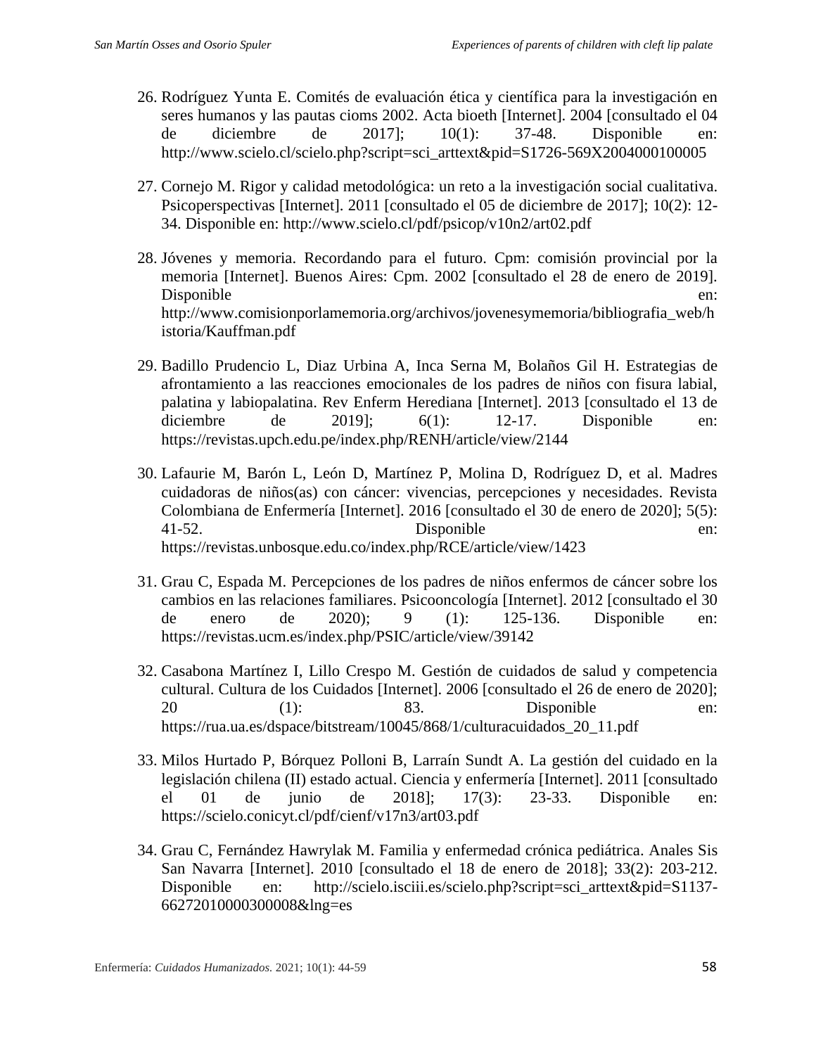26. Rodríguez Yunta E. Comités de evaluación ética y científica para la investigación en seres humanos y las pautas cioms 2002. Acta bioeth [Internet]. 2004 [consultado el 04 de diciembre de 2017]; 10(1): 37-48. Disponible en: http://www.scielo.cl/scielo.php?script=sci_arttext&pid=S1726-569X2004000100005

27. Cornejo M. Rigor y calidad metodológica: un reto a la investigación social cualitativa. Psicoperspectivas [Internet]. 2011 [consultado el 05 de diciembre de 2017]; 10(2): 12-34. Disponible en: http://www.scielo.cl/pdf/psicop/v10n2/art02.pdf

28. Jóvenes y memoria. Recordando para el futuro. Cpm: comisión provincial por la memoria [Internet]. Buenos Aires: Cpm. 2002 [consultado el 28 de enero de 2019]. Disponible en: http://www.comisionporlamemoria.org/archivos/jovenesymemoria/bibliografia_web/historia/Kauffman.pdf

29. Badillo Prudencio L, Diaz Urbina A, Inca Serna M, Bolaños Gil H. Estrategias de afrontamiento a las reacciones emocionales de los padres de niños con fisura labial, palatina y labiopalatina. Rev Enferm Herediana [Internet]. 2013 [consultado el 13 de diciembre de 2019]; 6(1): 12-17. Disponible en: https://revistas.upch.edu.pe/index.php/RENH/article/view/2144

30. Lafaurie M, Barón L, León D, Martínez P, Molina D, Rodríguez D, et al. Madres cuidadoras de niños(as) con cáncer: vivencias, percepciones y necesidades. Revista Colombiana de Enfermería [Internet]. 2016 [consultado el 30 de enero de 2020]; 5(5): 41-52. Disponible en: https://revistas.unbosque.edu.co/index.php/RCE/article/view/1423

31. Grau C, Espada M. Percepciones de los padres de niños enfermos de cáncer sobre los cambios en las relaciones familiares. Psicooncología [Internet]. 2012 [consultado el 30 de enero de 2020); 9 (1): 125-136. Disponible en: https://revistas.ucm.es/index.php/PSIC/article/view/39142

32. Casabona Martínez I, Lillo Crespo M. Gestión de cuidados de salud y competencia cultural. Cultura de los Cuidados [Internet]. 2006 [consultado el 26 de enero de 2020]; 20 (1): 83. Disponible en: https://rua.ua.es/dspace/bitstream/10045/868/1/culturacuidados_20_11.pdf

33. Milos Hurtado P, Bórquez Polloni B, Larraín Sundt A. La gestión del cuidado en la legislación chilena (II) estado actual. Ciencia y enfermería [Internet]. 2011 [consultado el 01 de junio de 2018]; 17(3): 23-33. Disponible en: https://scielo.conicyt.cl/pdf/cienf/v17n3/art03.pdf

34. Grau C, Fernández Hawrylak M. Familia y enfermedad crónica pediátrica. Anales Sis San Navarra [Internet]. 2010 [consultado el 18 de enero de 2018]; 33(2): 203-212. Disponible en: http://scielo.isciii.es/scielo.php?script=sci_arttext&pid=S1137-66272010000300008&lng=es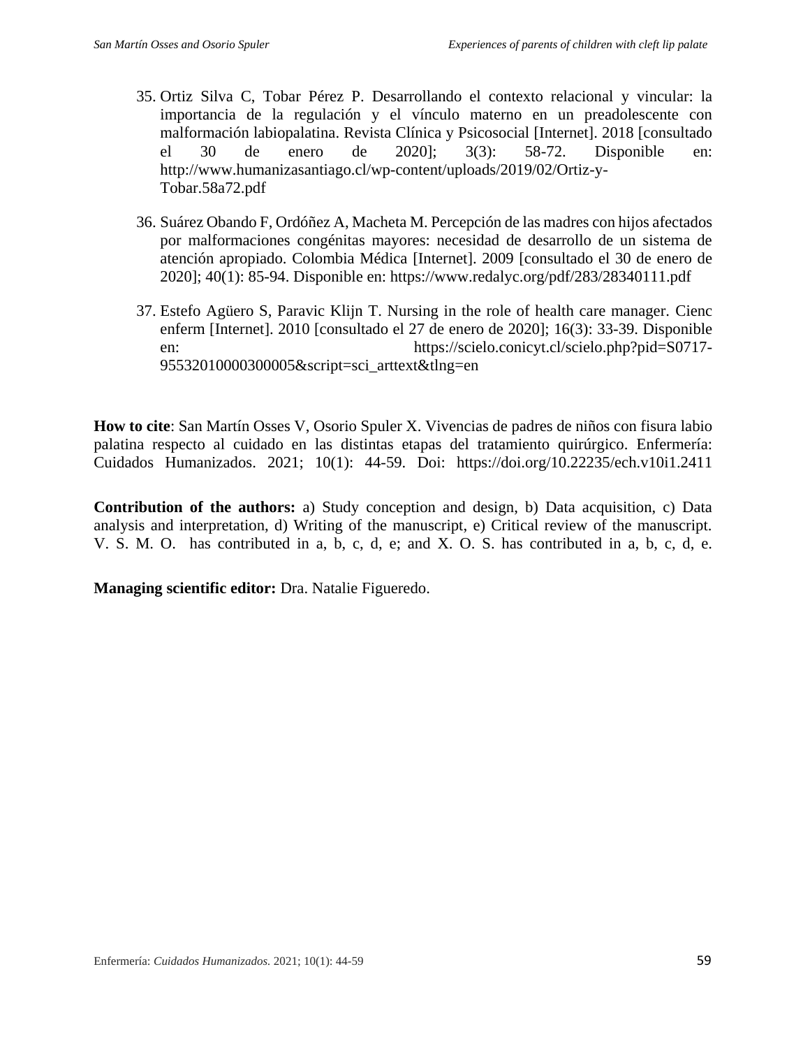35. Ortiz Silva C, Tobar Pérez P. Desarrollando el contexto relacional y vincular: la importancia de la regulación y el vínculo materno en un preadolescente con malformación labiopalatina. Revista Clínica y Psicosocial [Internet]. 2018 [consultado el 30 de enero de 2020]; 3(3): 58-72. Disponible en: http://www.humanizasantiago.cl/wp-content/uploads/2019/02/Ortiz-y-Tobar.58a72.pdf

36. Suárez Obando F, Ordóñez A, Macheta M. Percepción de las madres con hijos afectados por malformaciones congénitas mayores: necesidad de desarrollo de un sistema de atención apropiado. Colombia Médica [Internet]. 2009 [consultado el 30 de enero de 2020]; 40(1): 85-94. Disponible en: https://www.redalyc.org/pdf/283/28340111.pdf

37. Estefo Agüero S, Paravic Klijn T. Nursing in the role of health care manager. Cienc enferm [Internet]. 2010 [consultado el 27 de enero de 2020]; 16(3): 33-39. Disponible en: https://scielo.conicyt.cl/scielo.php?pid=S0717-95532010000300005&script=sci_arttext&tlng=en

**How to cite**: San Martín Osses V, Osorio Spuler X. Vivencias de padres de niños con fisura labio palatina respecto al cuidado en las distintas etapas del tratamiento quirúrgico. Enfermería: Cuidados Humanizados. 2021; 10(1): 44-59. Doi: https://doi.org/10.22235/ech.v10i1.2411

**Contribution of the authors:** a) Study conception and design, b) Data acquisition, c) Data analysis and interpretation, d) Writing of the manuscript, e) Critical review of the manuscript. V. S. M. O. has contributed in a, b, c, d, e; and X. O. S. has contributed in a, b, c, d, e.

**Managing scientific editor:** Dra. Natalie Figueredo.